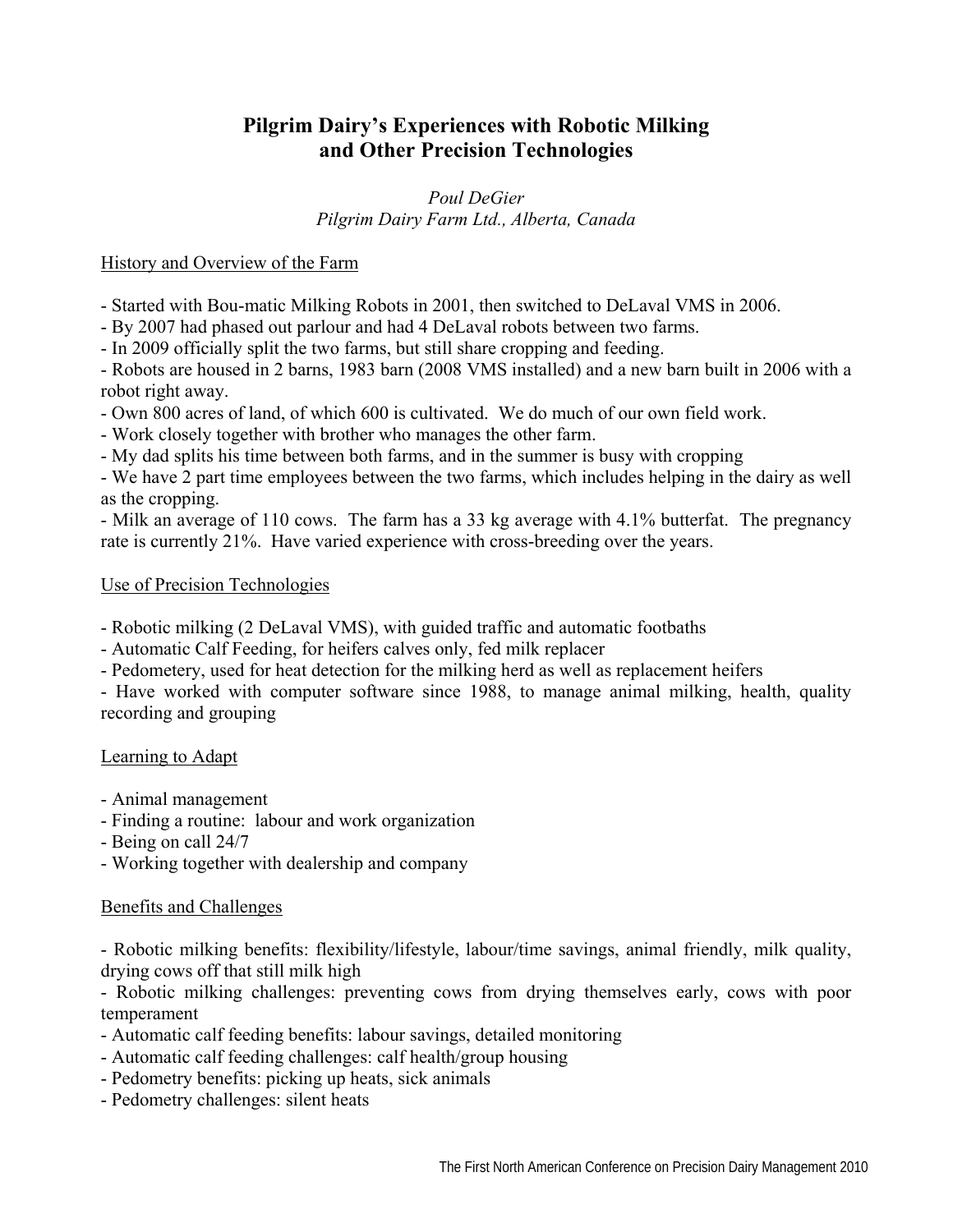# Pilgrim Dairy's Experiences with Robotic Milking and Other Precision Technologies

*Poul DeGier*
*Pilgrim Dairy Farm Ltd., Alberta, Canada*

## History and Overview of the Farm

- Started with Bou-matic Milking Robots in 2001, then switched to DeLaval VMS in 2006.
- By 2007 had phased out parlour and had 4 DeLaval robots between two farms.
- In 2009 officially split the two farms, but still share cropping and feeding.
- Robots are housed in 2 barns, 1983 barn (2008 VMS installed) and a new barn built in 2006 with a robot right away.
- Own 800 acres of land, of which 600 is cultivated. We do much of our own field work.
- Work closely together with brother who manages the other farm.
- My dad splits his time between both farms, and in the summer is busy with cropping
- We have 2 part time employees between the two farms, which includes helping in the dairy as well as the cropping.
- Milk an average of 110 cows. The farm has a 33 kg average with 4.1% butterfat. The pregnancy rate is currently 21%. Have varied experience with cross-breeding over the years.

## Use of Precision Technologies

- Robotic milking (2 DeLaval VMS), with guided traffic and automatic footbaths
- Automatic Calf Feeding, for heifers calves only, fed milk replacer
- Pedometery, used for heat detection for the milking herd as well as replacement heifers
- Have worked with computer software since 1988, to manage animal milking, health, quality recording and grouping

## Learning to Adapt

- Animal management
- Finding a routine: labour and work organization
- Being on call 24/7
- Working together with dealership and company

## Benefits and Challenges

- Robotic milking benefits: flexibility/lifestyle, labour/time savings, animal friendly, milk quality, drying cows off that still milk high
- Robotic milking challenges: preventing cows from drying themselves early, cows with poor temperament
- Automatic calf feeding benefits: labour savings, detailed monitoring
- Automatic calf feeding challenges: calf health/group housing
- Pedometry benefits: picking up heats, sick animals
- Pedometry challenges: silent heats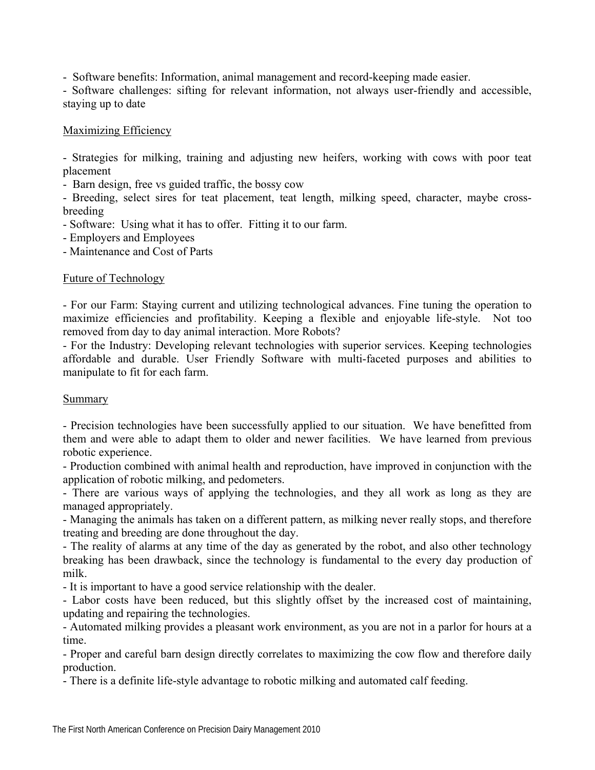- Software benefits: Information, animal management and record-keeping made easier.
- Software challenges: sifting for relevant information, not always user-friendly and accessible, staying up to date

## Maximizing Efficiency

- Strategies for milking, training and adjusting new heifers, working with cows with poor teat placement
- Barn design, free vs guided traffic, the bossy cow
- Breeding, select sires for teat placement, teat length, milking speed, character, maybe cross-breeding
- Software: Using what it has to offer. Fitting it to our farm.
- Employers and Employees
- Maintenance and Cost of Parts

## Future of Technology

- For our Farm: Staying current and utilizing technological advances. Fine tuning the operation to maximize efficiencies and profitability. Keeping a flexible and enjoyable life-style. Not too removed from day to day animal interaction. More Robots?
- For the Industry: Developing relevant technologies with superior services. Keeping technologies affordable and durable. User Friendly Software with multi-faceted purposes and abilities to manipulate to fit for each farm.

## Summary

- Precision technologies have been successfully applied to our situation. We have benefitted from them and were able to adapt them to older and newer facilities. We have learned from previous robotic experience.
- Production combined with animal health and reproduction, have improved in conjunction with the application of robotic milking, and pedometers.
- There are various ways of applying the technologies, and they all work as long as they are managed appropriately.
- Managing the animals has taken on a different pattern, as milking never really stops, and therefore treating and breeding are done throughout the day.
- The reality of alarms at any time of the day as generated by the robot, and also other technology breaking has been drawback, since the technology is fundamental to the every day production of milk.
- It is important to have a good service relationship with the dealer.
- Labor costs have been reduced, but this slightly offset by the increased cost of maintaining, updating and repairing the technologies.
- Automated milking provides a pleasant work environment, as you are not in a parlor for hours at a time.
- Proper and careful barn design directly correlates to maximizing the cow flow and therefore daily production.
- There is a definite life-style advantage to robotic milking and automated calf feeding.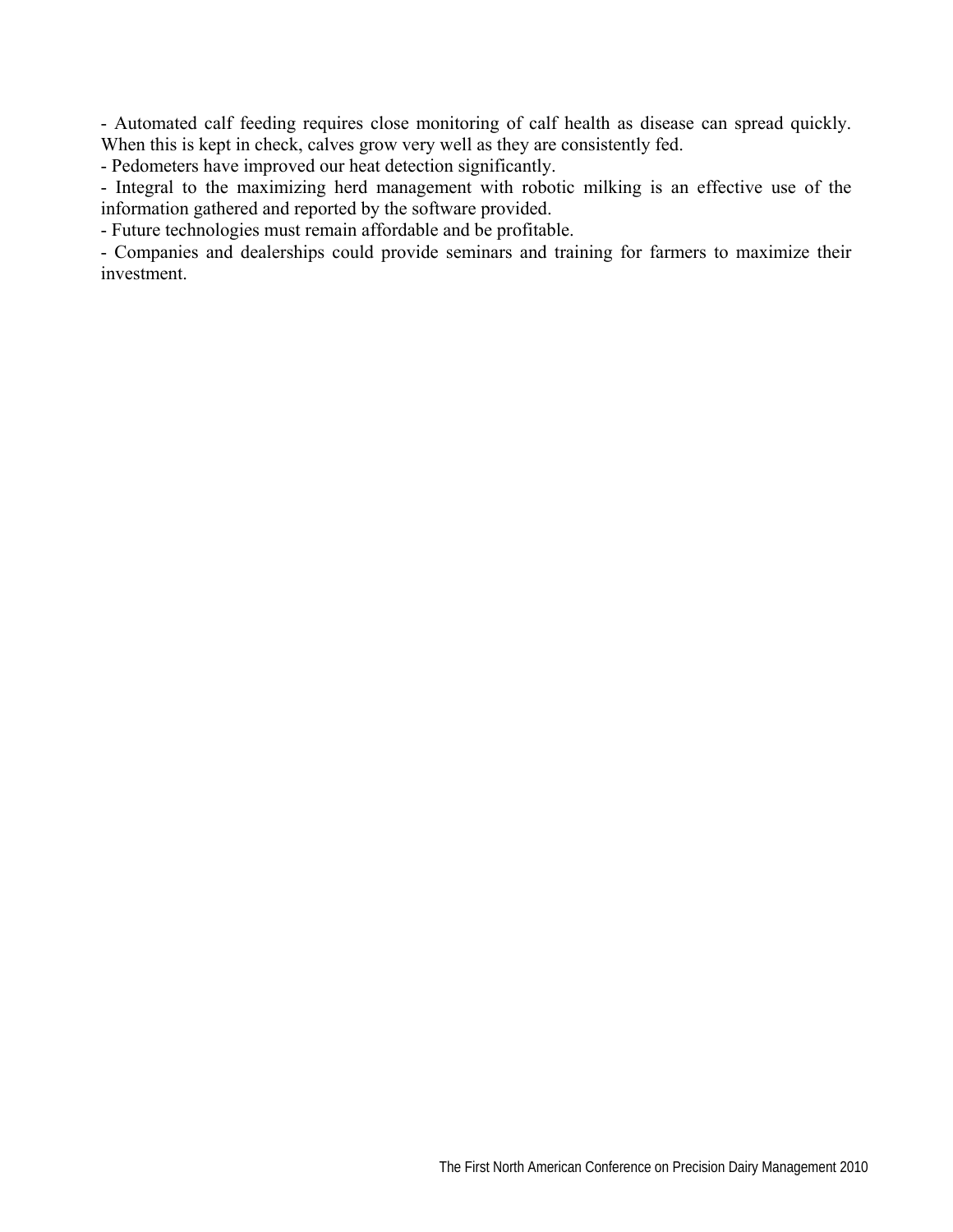- Automated calf feeding requires close monitoring of calf health as disease can spread quickly. When this is kept in check, calves grow very well as they are consistently fed.
- Pedometers have improved our heat detection significantly.
- Integral to the maximizing herd management with robotic milking is an effective use of the information gathered and reported by the software provided.
- Future technologies must remain affordable and be profitable.
- Companies and dealerships could provide seminars and training for farmers to maximize their investment.